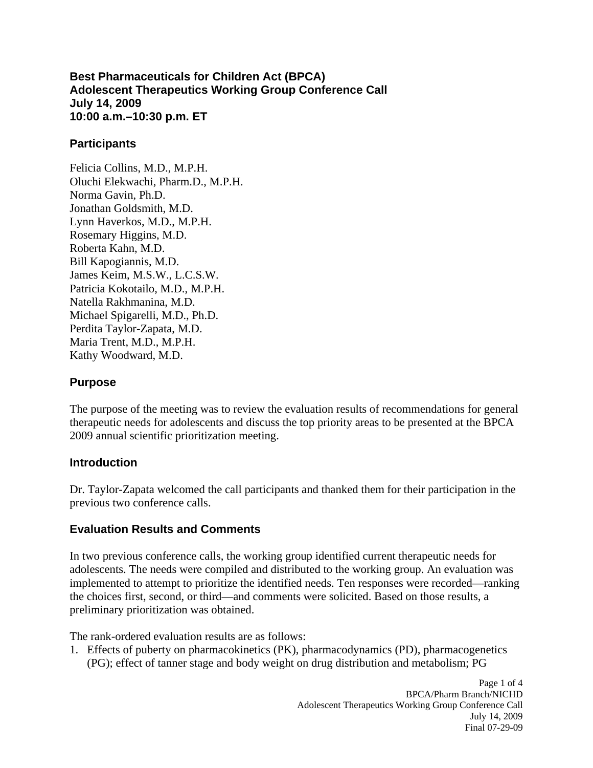# Best Pharmaceuticals for Children Act (BPCA)
# Adolescent Therapeutics Working Group Conference Call
# July 14, 2009
# 10:00 a.m.–10:30 p.m. ET

## Participants

Felicia Collins, M.D., M.P.H.
Oluchi Elekwachi, Pharm.D., M.P.H.
Norma Gavin, Ph.D.
Jonathan Goldsmith, M.D.
Lynn Haverkos, M.D., M.P.H.
Rosemary Higgins, M.D.
Roberta Kahn, M.D.
Bill Kapogiannis, M.D.
James Keim, M.S.W., L.C.S.W.
Patricia Kokotailo, M.D., M.P.H.
Natella Rakhmanina, M.D.
Michael Spigarelli, M.D., Ph.D.
Perdita Taylor-Zapata, M.D.
Maria Trent, M.D., M.P.H.
Kathy Woodward, M.D.

## Purpose

The purpose of the meeting was to review the evaluation results of recommendations for general therapeutic needs for adolescents and discuss the top priority areas to be presented at the BPCA 2009 annual scientific prioritization meeting.

## Introduction

Dr. Taylor-Zapata welcomed the call participants and thanked them for their participation in the previous two conference calls.

## Evaluation Results and Comments

In two previous conference calls, the working group identified current therapeutic needs for adolescents. The needs were compiled and distributed to the working group. An evaluation was implemented to attempt to prioritize the identified needs. Ten responses were recorded—ranking the choices first, second, or third—and comments were solicited. Based on those results, a preliminary prioritization was obtained.

The rank-ordered evaluation results are as follows:

1. Effects of puberty on pharmacokinetics (PK), pharmacodynamics (PD), pharmacogenetics (PG); effect of tanner stage and body weight on drug distribution and metabolism; PG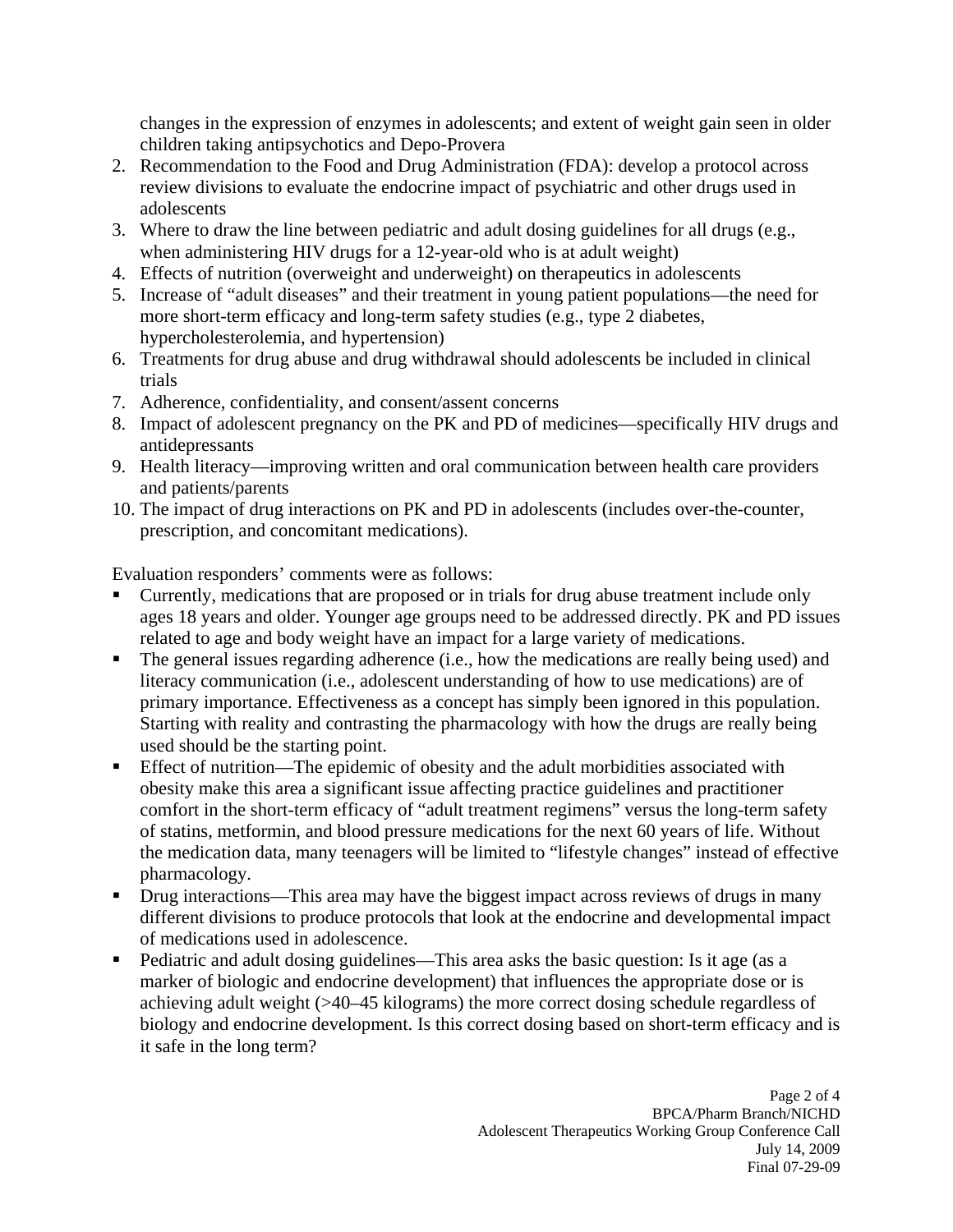changes in the expression of enzymes in adolescents; and extent of weight gain seen in older children taking antipsychotics and Depo-Provera

2. Recommendation to the Food and Drug Administration (FDA): develop a protocol across review divisions to evaluate the endocrine impact of psychiatric and other drugs used in adolescents
3. Where to draw the line between pediatric and adult dosing guidelines for all drugs (e.g., when administering HIV drugs for a 12-year-old who is at adult weight)
4. Effects of nutrition (overweight and underweight) on therapeutics in adolescents
5. Increase of "adult diseases" and their treatment in young patient populations—the need for more short-term efficacy and long-term safety studies (e.g., type 2 diabetes, hypercholesterolemia, and hypertension)
6. Treatments for drug abuse and drug withdrawal should adolescents be included in clinical trials
7. Adherence, confidentiality, and consent/assent concerns
8. Impact of adolescent pregnancy on the PK and PD of medicines—specifically HIV drugs and antidepressants
9. Health literacy—improving written and oral communication between health care providers and patients/parents
10. The impact of drug interactions on PK and PD in adolescents (includes over-the-counter, prescription, and concomitant medications).

Evaluation responders' comments were as follows:

- Currently, medications that are proposed or in trials for drug abuse treatment include only ages 18 years and older. Younger age groups need to be addressed directly. PK and PD issues related to age and body weight have an impact for a large variety of medications.
- The general issues regarding adherence (i.e., how the medications are really being used) and literacy communication (i.e., adolescent understanding of how to use medications) are of primary importance. Effectiveness as a concept has simply been ignored in this population. Starting with reality and contrasting the pharmacology with how the drugs are really being used should be the starting point.
- Effect of nutrition—The epidemic of obesity and the adult morbidities associated with obesity make this area a significant issue affecting practice guidelines and practitioner comfort in the short-term efficacy of "adult treatment regimens" versus the long-term safety of statins, metformin, and blood pressure medications for the next 60 years of life. Without the medication data, many teenagers will be limited to "lifestyle changes" instead of effective pharmacology.
- Drug interactions—This area may have the biggest impact across reviews of drugs in many different divisions to produce protocols that look at the endocrine and developmental impact of medications used in adolescence.
- Pediatric and adult dosing guidelines—This area asks the basic question: Is it age (as a marker of biologic and endocrine development) that influences the appropriate dose or is achieving adult weight (>40–45 kilograms) the more correct dosing schedule regardless of biology and endocrine development. Is this correct dosing based on short-term efficacy and is it safe in the long term?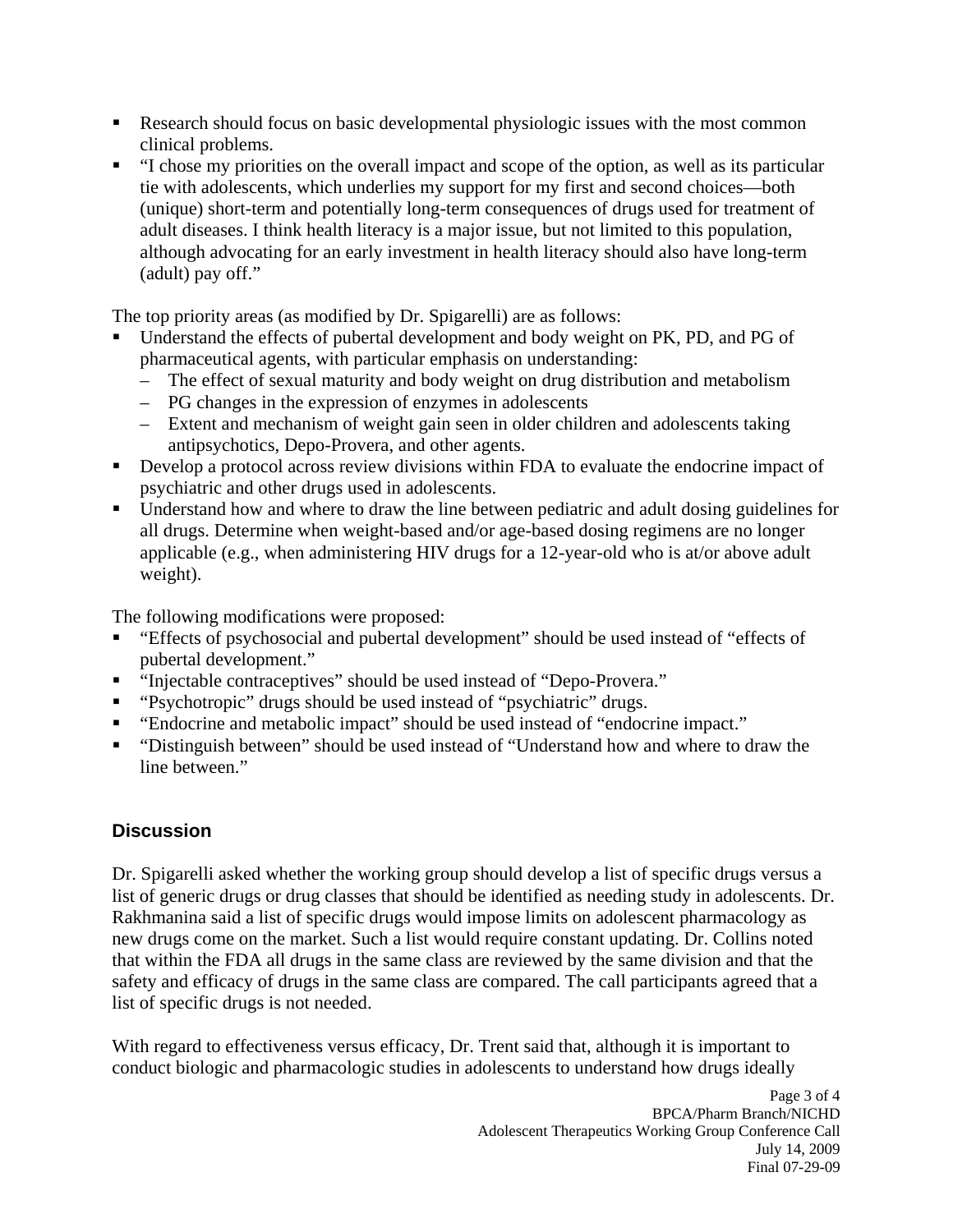- Research should focus on basic developmental physiologic issues with the most common clinical problems.
- "I chose my priorities on the overall impact and scope of the option, as well as its particular tie with adolescents, which underlies my support for my first and second choices—both (unique) short-term and potentially long-term consequences of drugs used for treatment of adult diseases. I think health literacy is a major issue, but not limited to this population, although advocating for an early investment in health literacy should also have long-term (adult) pay off."

The top priority areas (as modified by Dr. Spigarelli) are as follows:

- Understand the effects of pubertal development and body weight on PK, PD, and PG of pharmaceutical agents, with particular emphasis on understanding:
  - The effect of sexual maturity and body weight on drug distribution and metabolism
  - PG changes in the expression of enzymes in adolescents
  - Extent and mechanism of weight gain seen in older children and adolescents taking antipsychotics, Depo-Provera, and other agents.
- Develop a protocol across review divisions within FDA to evaluate the endocrine impact of psychiatric and other drugs used in adolescents.
- Understand how and where to draw the line between pediatric and adult dosing guidelines for all drugs. Determine when weight-based and/or age-based dosing regimens are no longer applicable (e.g., when administering HIV drugs for a 12-year-old who is at/or above adult weight).

The following modifications were proposed:

- "Effects of psychosocial and pubertal development" should be used instead of "effects of pubertal development."
- "Injectable contraceptives" should be used instead of "Depo-Provera."
- "Psychotropic" drugs should be used instead of "psychiatric" drugs.
- "Endocrine and metabolic impact" should be used instead of "endocrine impact."
- "Distinguish between" should be used instead of "Understand how and where to draw the line between."

## Discussion

Dr. Spigarelli asked whether the working group should develop a list of specific drugs versus a list of generic drugs or drug classes that should be identified as needing study in adolescents. Dr. Rakhmanina said a list of specific drugs would impose limits on adolescent pharmacology as new drugs come on the market. Such a list would require constant updating. Dr. Collins noted that within the FDA all drugs in the same class are reviewed by the same division and that the safety and efficacy of drugs in the same class are compared. The call participants agreed that a list of specific drugs is not needed.

With regard to effectiveness versus efficacy, Dr. Trent said that, although it is important to conduct biologic and pharmacologic studies in adolescents to understand how drugs ideally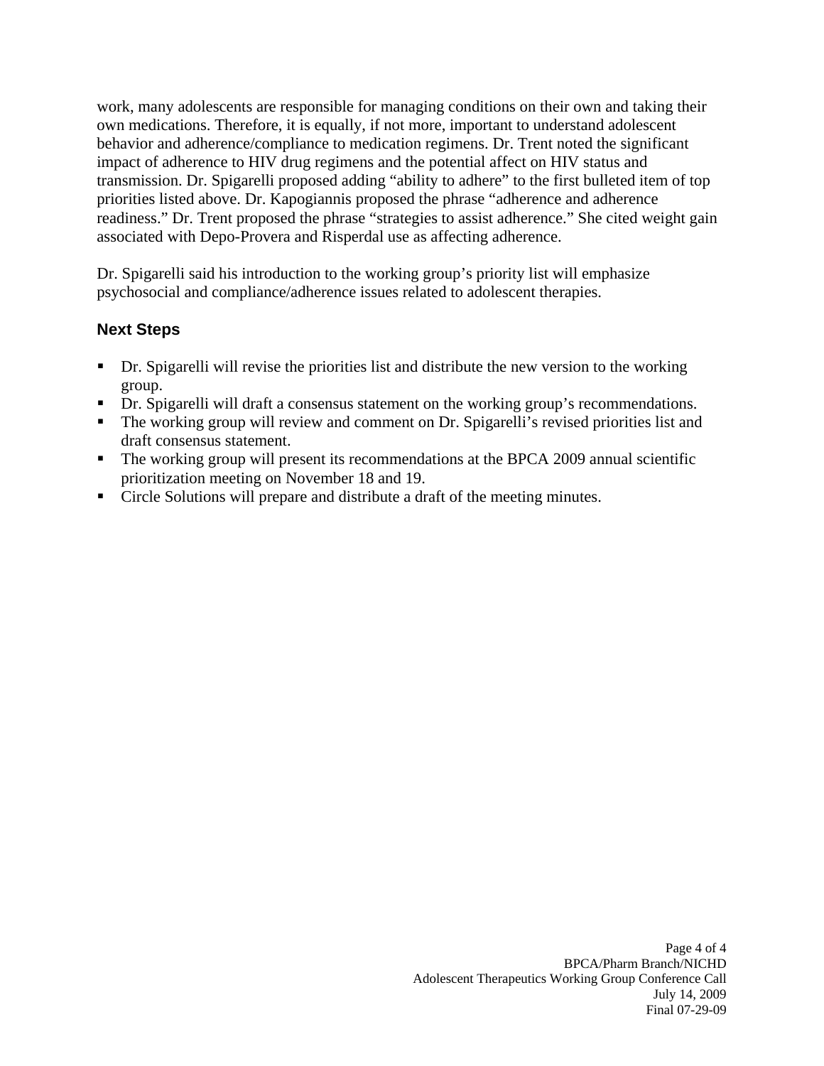work, many adolescents are responsible for managing conditions on their own and taking their own medications. Therefore, it is equally, if not more, important to understand adolescent behavior and adherence/compliance to medication regimens. Dr. Trent noted the significant impact of adherence to HIV drug regimens and the potential affect on HIV status and transmission. Dr. Spigarelli proposed adding "ability to adhere" to the first bulleted item of top priorities listed above. Dr. Kapogiannis proposed the phrase "adherence and adherence readiness." Dr. Trent proposed the phrase "strategies to assist adherence." She cited weight gain associated with Depo-Provera and Risperdal use as affecting adherence.

Dr. Spigarelli said his introduction to the working group's priority list will emphasize psychosocial and compliance/adherence issues related to adolescent therapies.

## Next Steps

- Dr. Spigarelli will revise the priorities list and distribute the new version to the working group.
- Dr. Spigarelli will draft a consensus statement on the working group's recommendations.
- The working group will review and comment on Dr. Spigarelli's revised priorities list and draft consensus statement.
- The working group will present its recommendations at the BPCA 2009 annual scientific prioritization meeting on November 18 and 19.
- Circle Solutions will prepare and distribute a draft of the meeting minutes.